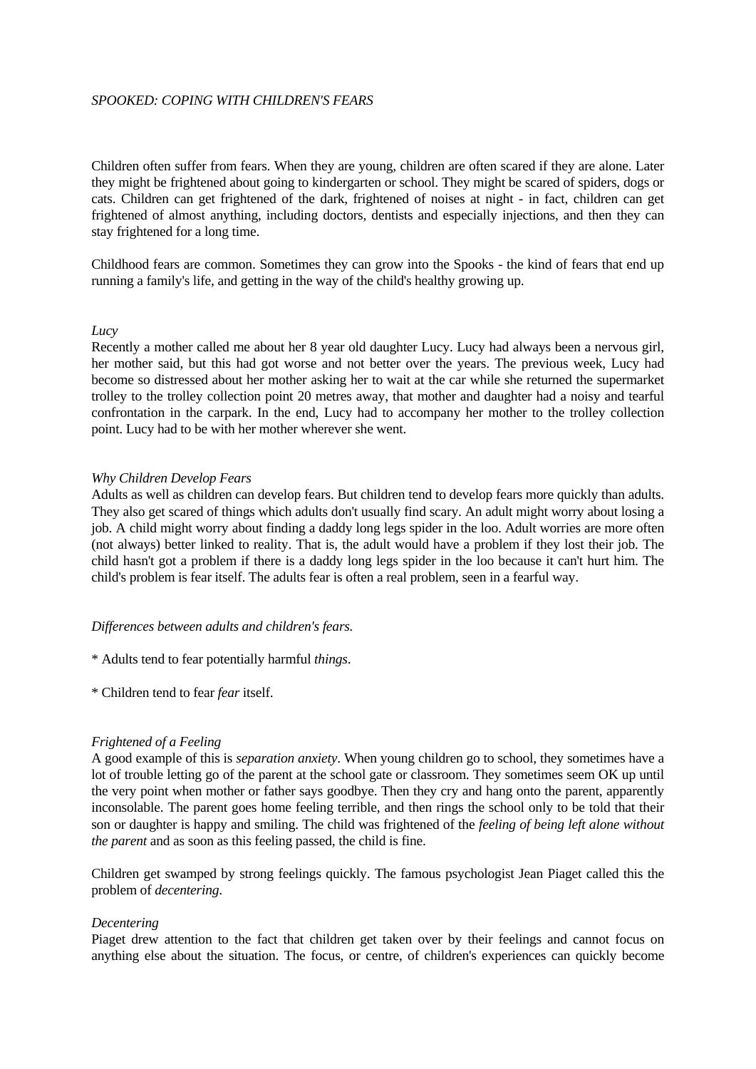*SPOOKED: COPING WITH CHILDREN'S FEARS*

Children often suffer from fears. When they are young, children are often scared if they are alone. Later they might be frightened about going to kindergarten or school. They might be scared of spiders, dogs or cats. Children can get frightened of the dark, frightened of noises at night - in fact, children can get frightened of almost anything, including doctors, dentists and especially injections, and then they can stay frightened for a long time.

Childhood fears are common. Sometimes they can grow into the Spooks - the kind of fears that end up running a family's life, and getting in the way of the child's healthy growing up.

*Lucy*

Recently a mother called me about her 8 year old daughter Lucy. Lucy had always been a nervous girl, her mother said, but this had got worse and not better over the years. The previous week, Lucy had become so distressed about her mother asking her to wait at the car while she returned the supermarket trolley to the trolley collection point 20 metres away, that mother and daughter had a noisy and tearful confrontation in the carpark. In the end, Lucy had to accompany her mother to the trolley collection point. Lucy had to be with her mother wherever she went.

*Why Children Develop Fears*

Adults as well as children can develop fears. But children tend to develop fears more quickly than adults. They also get scared of things which adults don't usually find scary. An adult might worry about losing a job. A child might worry about finding a daddy long legs spider in the loo. Adult worries are more often (not always) better linked to reality. That is, the adult would have a problem if they lost their job. The child hasn't got a problem if there is a daddy long legs spider in the loo because it can't hurt him. The child's problem is fear itself. The adults fear is often a real problem, seen in a fearful way.

*Differences between adults and children's fears.*

* Adults tend to fear potentially harmful *things*.

* Children tend to fear *fear* itself.

*Frightened of a Feeling*

A good example of this is *separation anxiety*. When young children go to school, they sometimes have a lot of trouble letting go of the parent at the school gate or classroom. They sometimes seem OK up until the very point when mother or father says goodbye. Then they cry and hang onto the parent, apparently inconsolable. The parent goes home feeling terrible, and then rings the school only to be told that their son or daughter is happy and smiling. The child was frightened of the *feeling of being left alone without the parent* and as soon as this feeling passed, the child is fine.

Children get swamped by strong feelings quickly. The famous psychologist Jean Piaget called this the problem of *decentering*.

*Decentering*

Piaget drew attention to the fact that children get taken over by their feelings and cannot focus on anything else about the situation. The focus, or centre, of children's experiences can quickly become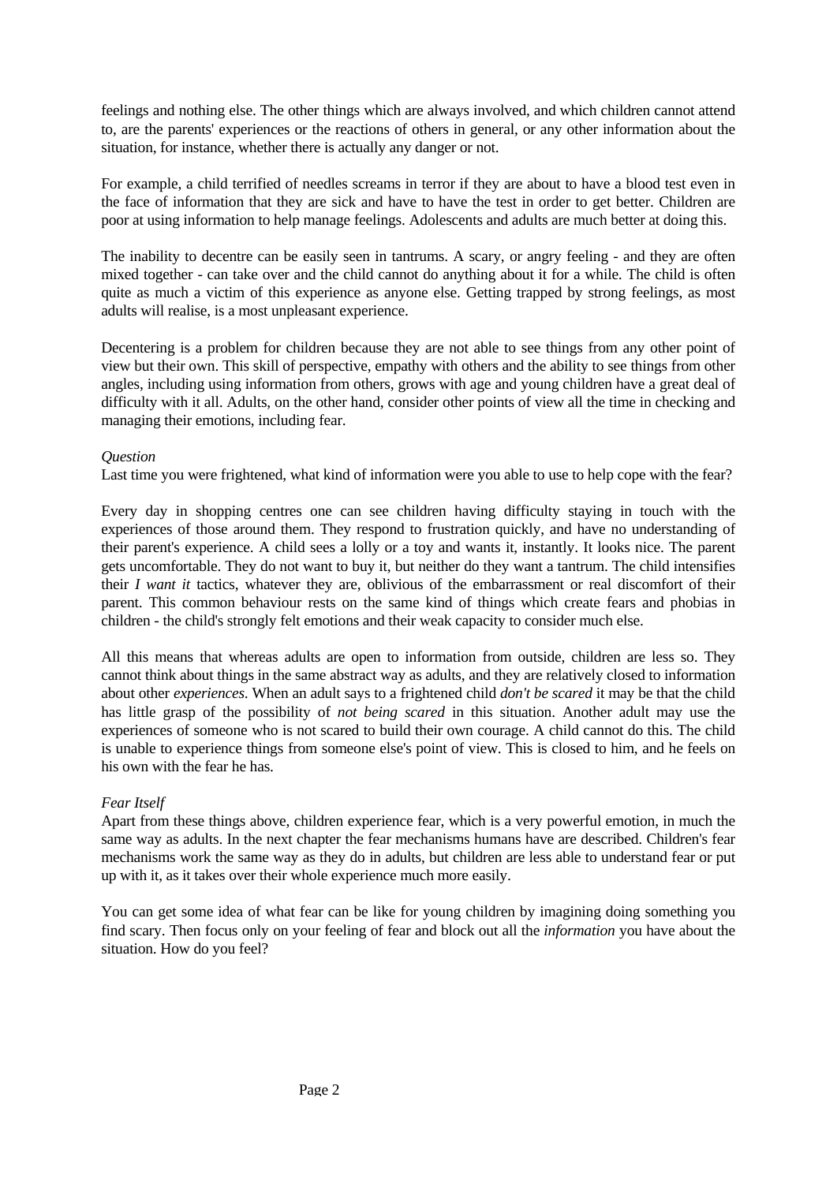feelings and nothing else. The other things which are always involved, and which children cannot attend to, are the parents' experiences or the reactions of others in general, or any other information about the situation, for instance, whether there is actually any danger or not.

For example, a child terrified of needles screams in terror if they are about to have a blood test even in the face of information that they are sick and have to have the test in order to get better. Children are poor at using information to help manage feelings. Adolescents and adults are much better at doing this.

The inability to decentre can be easily seen in tantrums. A scary, or angry feeling - and they are often mixed together - can take over and the child cannot do anything about it for a while. The child is often quite as much a victim of this experience as anyone else. Getting trapped by strong feelings, as most adults will realise, is a most unpleasant experience.

Decentering is a problem for children because they are not able to see things from any other point of view but their own. This skill of perspective, empathy with others and the ability to see things from other angles, including using information from others, grows with age and young children have a great deal of difficulty with it all. Adults, on the other hand, consider other points of view all the time in checking and managing their emotions, including fear.

*Question*
Last time you were frightened, what kind of information were you able to use to help cope with the fear?

Every day in shopping centres one can see children having difficulty staying in touch with the experiences of those around them. They respond to frustration quickly, and have no understanding of their parent's experience. A child sees a lolly or a toy and wants it, instantly. It looks nice. The parent gets uncomfortable. They do not want to buy it, but neither do they want a tantrum. The child intensifies their *I want it* tactics, whatever they are, oblivious of the embarrassment or real discomfort of their parent. This common behaviour rests on the same kind of things which create fears and phobias in children - the child's strongly felt emotions and their weak capacity to consider much else.

All this means that whereas adults are open to information from outside, children are less so. They cannot think about things in the same abstract way as adults, and they are relatively closed to information about other *experiences*. When an adult says to a frightened child *don't be scared* it may be that the child has little grasp of the possibility of *not being scared* in this situation. Another adult may use the experiences of someone who is not scared to build their own courage. A child cannot do this. The child is unable to experience things from someone else's point of view. This is closed to him, and he feels on his own with the fear he has.

*Fear Itself*
Apart from these things above, children experience fear, which is a very powerful emotion, in much the same way as adults. In the next chapter the fear mechanisms humans have are described. Children's fear mechanisms work the same way as they do in adults, but children are less able to understand fear or put up with it, as it takes over their whole experience much more easily.

You can get some idea of what fear can be like for young children by imagining doing something you find scary. Then focus only on your feeling of fear and block out all the *information* you have about the situation. How do you feel?